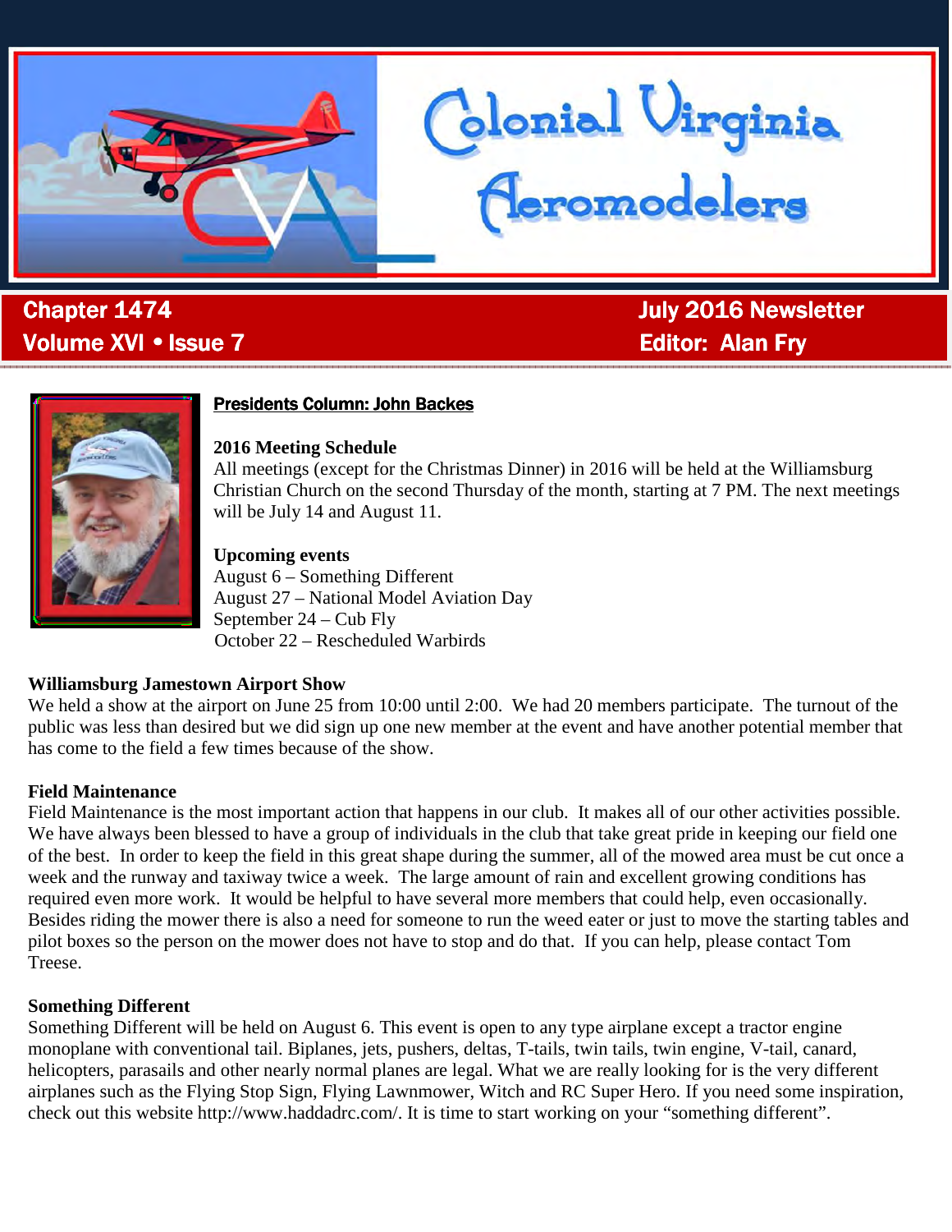# Colonial Virginia Aeromodelers

**Chapter 1474**
**Volume XVI • Issue 7**

**July 2016 Newsletter**
**Editor: Alan Fry**

## Presidents Column: John Backes

### 2016 Meeting Schedule

All meetings (except for the Christmas Dinner) in 2016 will be held at the Williamsburg Christian Church on the second Thursday of the month, starting at 7 PM. The next meetings will be July 14 and August 11.

### Upcoming events

August 6 – Something Different
August 27 – National Model Aviation Day
September 24 – Cub Fly
October 22 – Rescheduled Warbirds

### Williamsburg Jamestown Airport Show

We held a show at the airport on June 25 from 10:00 until 2:00. We had 20 members participate. The turnout of the public was less than desired but we did sign up one new member at the event and have another potential member that has come to the field a few times because of the show.

### Field Maintenance

Field Maintenance is the most important action that happens in our club. It makes all of our other activities possible. We have always been blessed to have a group of individuals in the club that take great pride in keeping our field one of the best. In order to keep the field in this great shape during the summer, all of the mowed area must be cut once a week and the runway and taxiway twice a week. The large amount of rain and excellent growing conditions has required even more work. It would be helpful to have several more members that could help, even occasionally. Besides riding the mower there is also a need for someone to run the weed eater or just to move the starting tables and pilot boxes so the person on the mower does not have to stop and do that. If you can help, please contact Tom Treese.

### Something Different

Something Different will be held on August 6. This event is open to any type airplane except a tractor engine monoplane with conventional tail. Biplanes, jets, pushers, deltas, T-tails, twin tails, twin engine, V-tail, canard, helicopters, parasails and other nearly normal planes are legal. What we are really looking for is the very different airplanes such as the Flying Stop Sign, Flying Lawnmower, Witch and RC Super Hero. If you need some inspiration, check out this website http://www.haddadrc.com/. It is time to start working on your "something different".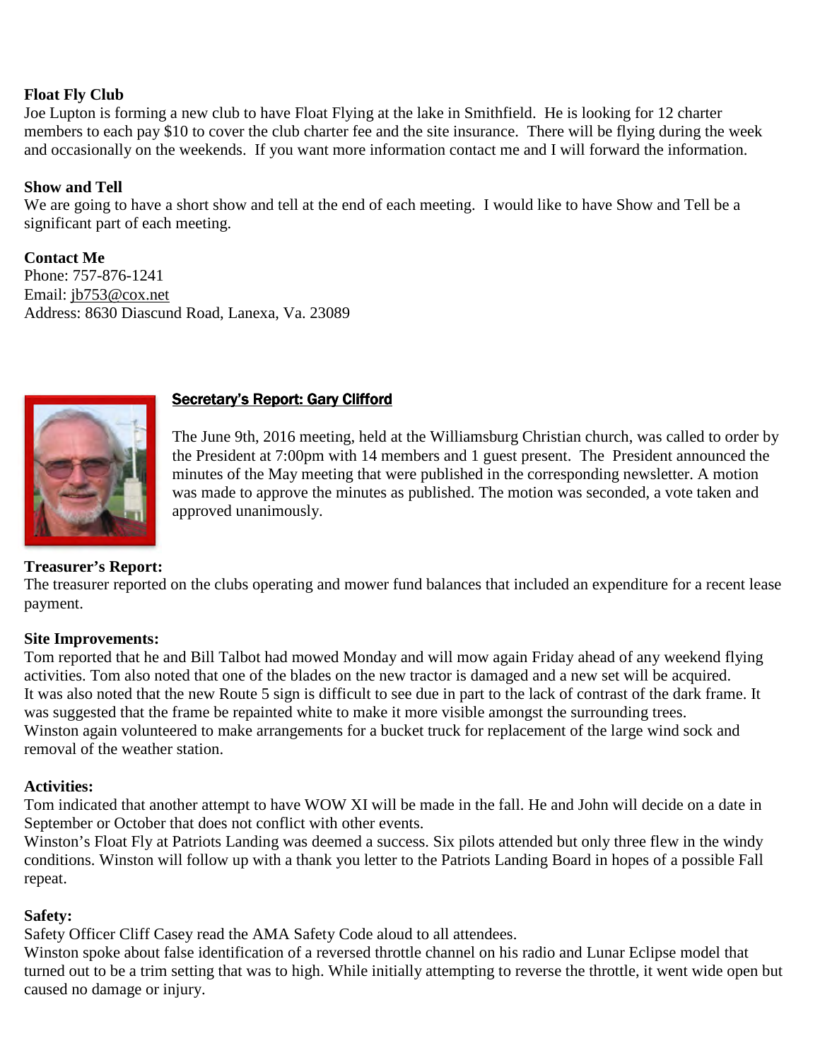**Float Fly Club**
Joe Lupton is forming a new club to have Float Flying at the lake in Smithfield. He is looking for 12 charter members to each pay $10 to cover the club charter fee and the site insurance. There will be flying during the week and occasionally on the weekends. If you want more information contact me and I will forward the information.

**Show and Tell**
We are going to have a short show and tell at the end of each meeting. I would like to have Show and Tell be a significant part of each meeting.

**Contact Me**
Phone: 757-876-1241
Email: jb753@cox.net
Address: 8630 Diascund Road, Lanexa, Va. 23089

## Secretary's Report: Gary Clifford

The June 9th, 2016 meeting, held at the Williamsburg Christian church, was called to order by the President at 7:00pm with 14 members and 1 guest present. The President announced the minutes of the May meeting that were published in the corresponding newsletter. A motion was made to approve the minutes as published. The motion was seconded, a vote taken and approved unanimously.

**Treasurer's Report:**
The treasurer reported on the clubs operating and mower fund balances that included an expenditure for a recent lease payment.

**Site Improvements:**
Tom reported that he and Bill Talbot had mowed Monday and will mow again Friday ahead of any weekend flying activities. Tom also noted that one of the blades on the new tractor is damaged and a new set will be acquired.
It was also noted that the new Route 5 sign is difficult to see due in part to the lack of contrast of the dark frame. It was suggested that the frame be repainted white to make it more visible amongst the surrounding trees.
Winston again volunteered to make arrangements for a bucket truck for replacement of the large wind sock and removal of the weather station.

**Activities:**
Tom indicated that another attempt to have WOW XI will be made in the fall. He and John will decide on a date in September or October that does not conflict with other events.
Winston's Float Fly at Patriots Landing was deemed a success. Six pilots attended but only three flew in the windy conditions. Winston will follow up with a thank you letter to the Patriots Landing Board in hopes of a possible Fall repeat.

**Safety:**
Safety Officer Cliff Casey read the AMA Safety Code aloud to all attendees.
Winston spoke about false identification of a reversed throttle channel on his radio and Lunar Eclipse model that turned out to be a trim setting that was to high. While initially attempting to reverse the throttle, it went wide open but caused no damage or injury.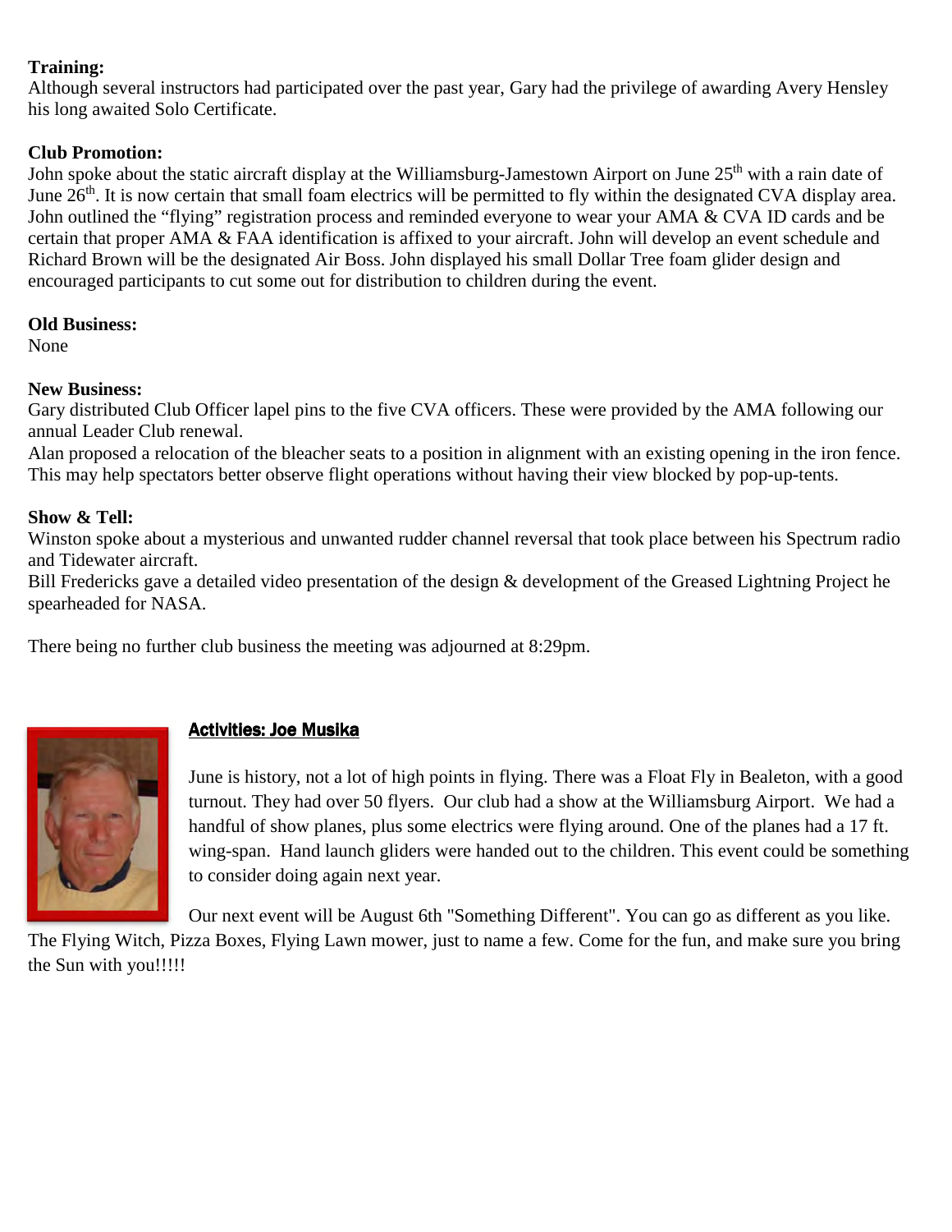**Training:**
Although several instructors had participated over the past year, Gary had the privilege of awarding Avery Hensley his long awaited Solo Certificate.

**Club Promotion:**
John spoke about the static aircraft display at the Williamsburg-Jamestown Airport on June 25th with a rain date of June 26th. It is now certain that small foam electrics will be permitted to fly within the designated CVA display area. John outlined the "flying" registration process and reminded everyone to wear your AMA & CVA ID cards and be certain that proper AMA & FAA identification is affixed to your aircraft. John will develop an event schedule and Richard Brown will be the designated Air Boss. John displayed his small Dollar Tree foam glider design and encouraged participants to cut some out for distribution to children during the event.

**Old Business:**
None

**New Business:**
Gary distributed Club Officer lapel pins to the five CVA officers. These were provided by the AMA following our annual Leader Club renewal.
Alan proposed a relocation of the bleacher seats to a position in alignment with an existing opening in the iron fence. This may help spectators better observe flight operations without having their view blocked by pop-up-tents.

**Show & Tell:**
Winston spoke about a mysterious and unwanted rudder channel reversal that took place between his Spectrum radio and Tidewater aircraft.
Bill Fredericks gave a detailed video presentation of the design & development of the Greased Lightning Project he spearheaded for NASA.

There being no further club business the meeting was adjourned at 8:29pm.

## Activities: Joe Musika

June is history, not a lot of high points in flying. There was a Float Fly in Bealeton, with a good turnout. They had over 50 flyers. Our club had a show at the Williamsburg Airport. We had a handful of show planes, plus some electrics were flying around. One of the planes had a 17 ft. wing-span. Hand launch gliders were handed out to the children. This event could be something to consider doing again next year.

Our next event will be August 6th "Something Different". You can go as different as you like. The Flying Witch, Pizza Boxes, Flying Lawn mower, just to name a few. Come for the fun, and make sure you bring the Sun with you!!!!!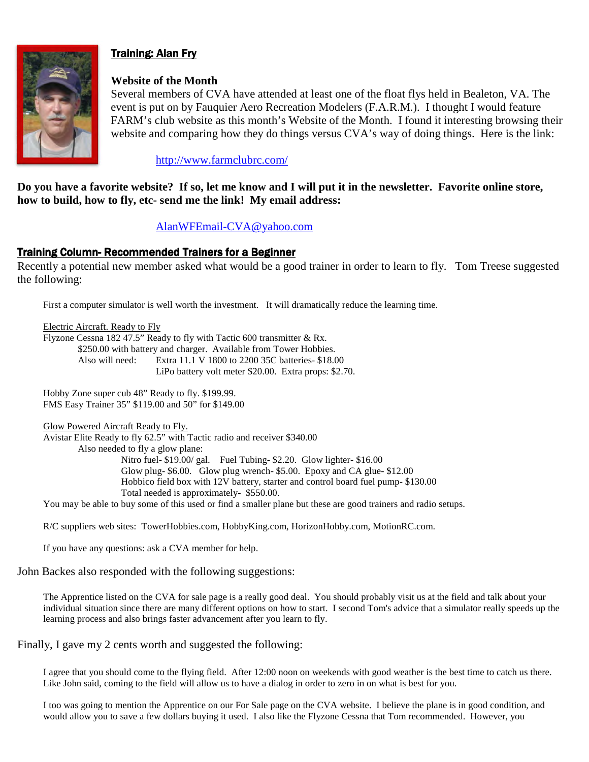## Training: Alan Fry

### Website of the Month

Several members of CVA have attended at least one of the float flys held in Bealeton, VA. The event is put on by Fauquier Aero Recreation Modelers (F.A.R.M.). I thought I would feature FARM's club website as this month's Website of the Month. I found it interesting browsing their website and comparing how they do things versus CVA's way of doing things. Here is the link:

http://www.farmclubrc.com/

**Do you have a favorite website? If so, let me know and I will put it in the newsletter. Favorite online store, how to build, how to fly, etc- send me the link! My email address:**

AlanWFEmail-CVA@yahoo.com

## Training Column- Recommended Trainers for a Beginner

Recently a potential new member asked what would be a good trainer in order to learn to fly. Tom Treese suggested the following:

First a computer simulator is well worth the investment. It will dramatically reduce the learning time.

Electric Aircraft. Ready to Fly

Flyzone Cessna 182 47.5" Ready to fly with Tactic 600 transmitter & Rx.
$250.00 with battery and charger. Available from Tower Hobbies.
Also will need: Extra 11.1 V 1800 to 2200 35C batteries- $18.00
LiPo battery volt meter $20.00. Extra props: $2.70.

Hobby Zone super cub 48" Ready to fly. $199.99.
FMS Easy Trainer 35" $119.00 and 50" for $149.00

Glow Powered Aircraft Ready to Fly.

Avistar Elite Ready to fly 62.5" with Tactic radio and receiver $340.00
Also needed to fly a glow plane:
Nitro fuel- $19.00/ gal. Fuel Tubing- $2.20. Glow lighter- $16.00
Glow plug- $6.00. Glow plug wrench- $5.00. Epoxy and CA glue- $12.00
Hobbico field box with 12V battery, starter and control board fuel pump- $130.00
Total needed is approximately- $550.00.

You may be able to buy some of this used or find a smaller plane but these are good trainers and radio setups.

R/C suppliers web sites: TowerHobbies.com, HobbyKing.com, HorizonHobby.com, MotionRC.com.

If you have any questions: ask a CVA member for help.

John Backes also responded with the following suggestions:

The Apprentice listed on the CVA for sale page is a really good deal. You should probably visit us at the field and talk about your individual situation since there are many different options on how to start. I second Tom's advice that a simulator really speeds up the learning process and also brings faster advancement after you learn to fly.

Finally, I gave my 2 cents worth and suggested the following:

I agree that you should come to the flying field. After 12:00 noon on weekends with good weather is the best time to catch us there. Like John said, coming to the field will allow us to have a dialog in order to zero in on what is best for you.

I too was going to mention the Apprentice on our For Sale page on the CVA website. I believe the plane is in good condition, and would allow you to save a few dollars buying it used. I also like the Flyzone Cessna that Tom recommended. However, you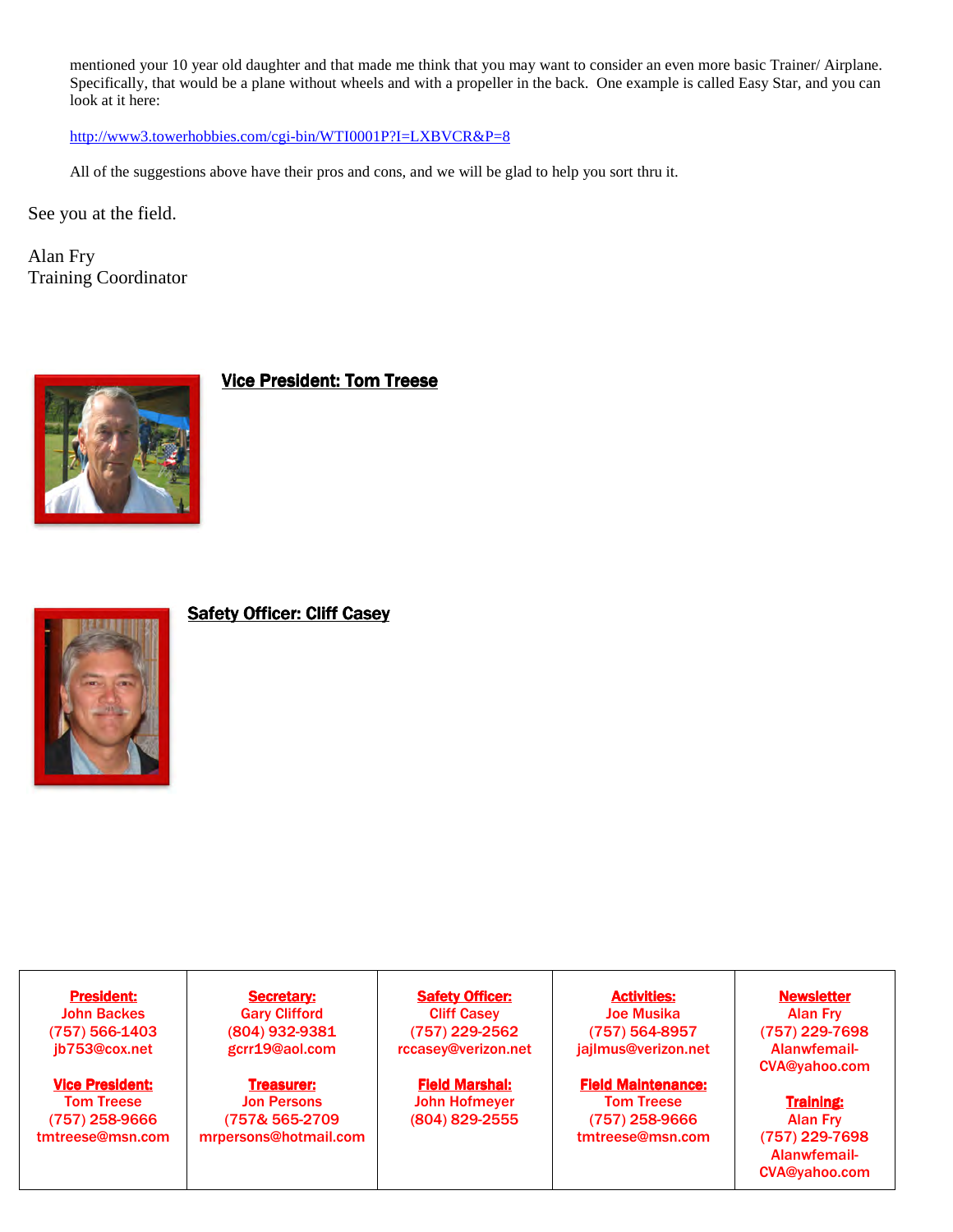mentioned your 10 year old daughter and that made me think that you may want to consider an even more basic Trainer/ Airplane. Specifically, that would be a plane without wheels and with a propeller in the back. One example is called Easy Star, and you can look at it here:

http://www3.towerhobbies.com/cgi-bin/WTI0001P?I=LXBVCR&P=8

All of the suggestions above have their pros and cons, and we will be glad to help you sort thru it.

See you at the field.

Alan Fry
Training Coordinator

**Vice President: Tom Treese**

**Safety Officer: Cliff Casey**

| | | | | |
|---|---|---|---|---|
| **President:**<br>John Backes<br>(757) 566-1403<br>jb753@cox.net<br><br>**Vice President:**<br>Tom Treese<br>(757) 258-9666<br>tmtreese@msn.com | **Secretary:**<br>Gary Clifford<br>(804) 932-9381<br>gcrr19@aol.com<br><br>**Treasurer:**<br>Jon Persons<br>(757& 565-2709<br>mrpersons@hotmail.com | **Safety Officer:**<br>Cliff Casey<br>(757) 229-2562<br>rccasey@verizon.net<br><br>**Field Marshal:**<br>John Hofmeyer<br>(804) 829-2555 | **Activities:**<br>Joe Musika<br>(757) 564-8957<br>jajlmus@verizon.net<br><br>**Field Maintenance:**<br>Tom Treese<br>(757) 258-9666<br>tmtreese@msn.com | **Newsletter**<br>Alan Fry<br>(757) 229-7698<br>Alanwfemail-CVA@yahoo.com<br><br>**Training:**<br>Alan Fry<br>(757) 229-7698<br>Alanwfemail-CVA@yahoo.com |